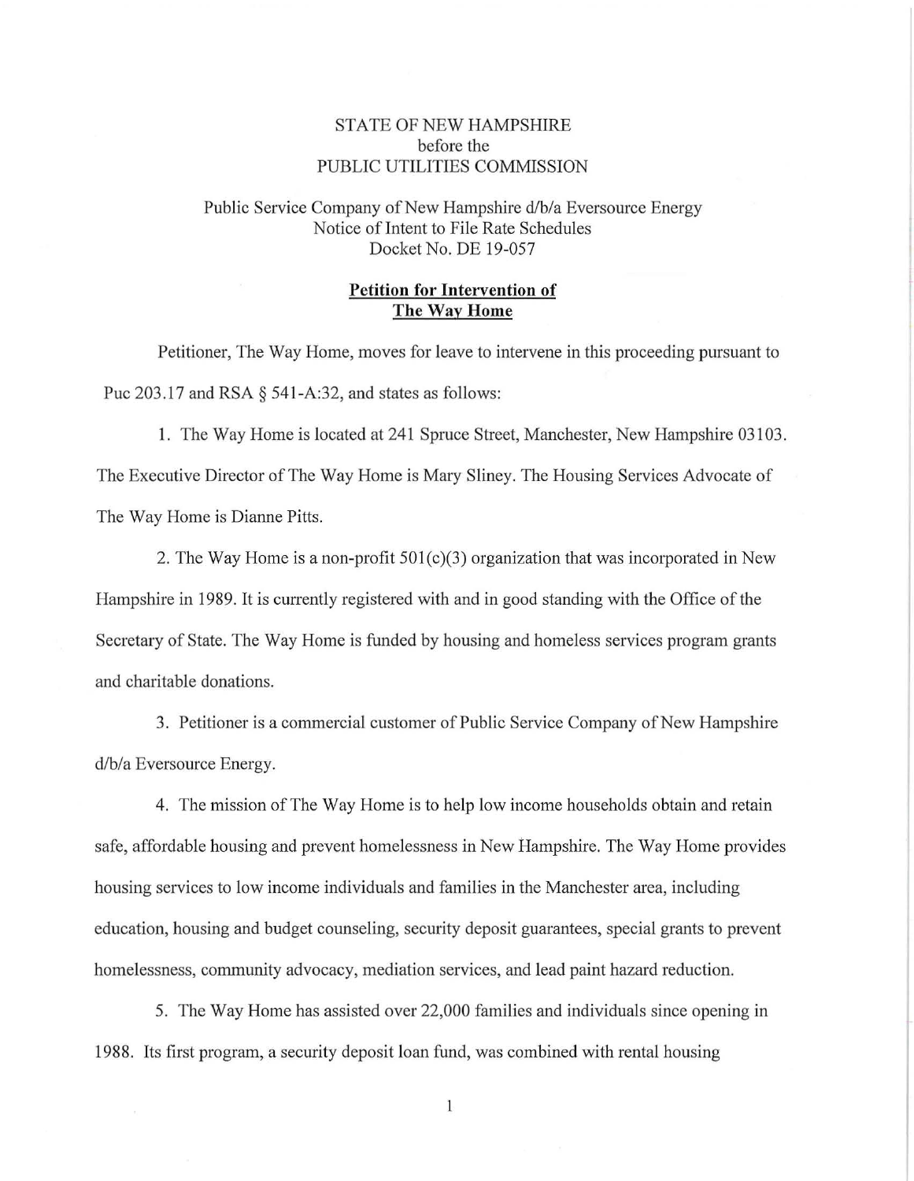STATE OF NEW HAMPSHIRE
before the
PUBLIC UTILITIES COMMISSION

Public Service Company of New Hampshire d/b/a Eversource Energy
Notice of Intent to File Rate Schedules
Docket No. DE 19-057

**Petition for Intervention of**
**The Way Home**

Petitioner, The Way Home, moves for leave to intervene in this proceeding pursuant to Puc 203.17 and RSA § 541-A:32, and states as follows:

1. The Way Home is located at 241 Spruce Street, Manchester, New Hampshire 03103. The Executive Director of The Way Home is Mary Sliney. The Housing Services Advocate of The Way Home is Dianne Pitts.

2. The Way Home is a non-profit 501(c)(3) organization that was incorporated in New Hampshire in 1989. It is currently registered with and in good standing with the Office of the Secretary of State. The Way Home is funded by housing and homeless services program grants and charitable donations.

3. Petitioner is a commercial customer of Public Service Company of New Hampshire d/b/a Eversource Energy.

4. The mission of The Way Home is to help low income households obtain and retain safe, affordable housing and prevent homelessness in New Hampshire. The Way Home provides housing services to low income individuals and families in the Manchester area, including education, housing and budget counseling, security deposit guarantees, special grants to prevent homelessness, community advocacy, mediation services, and lead paint hazard reduction.

5. The Way Home has assisted over 22,000 families and individuals since opening in 1988. Its first program, a security deposit loan fund, was combined with rental housing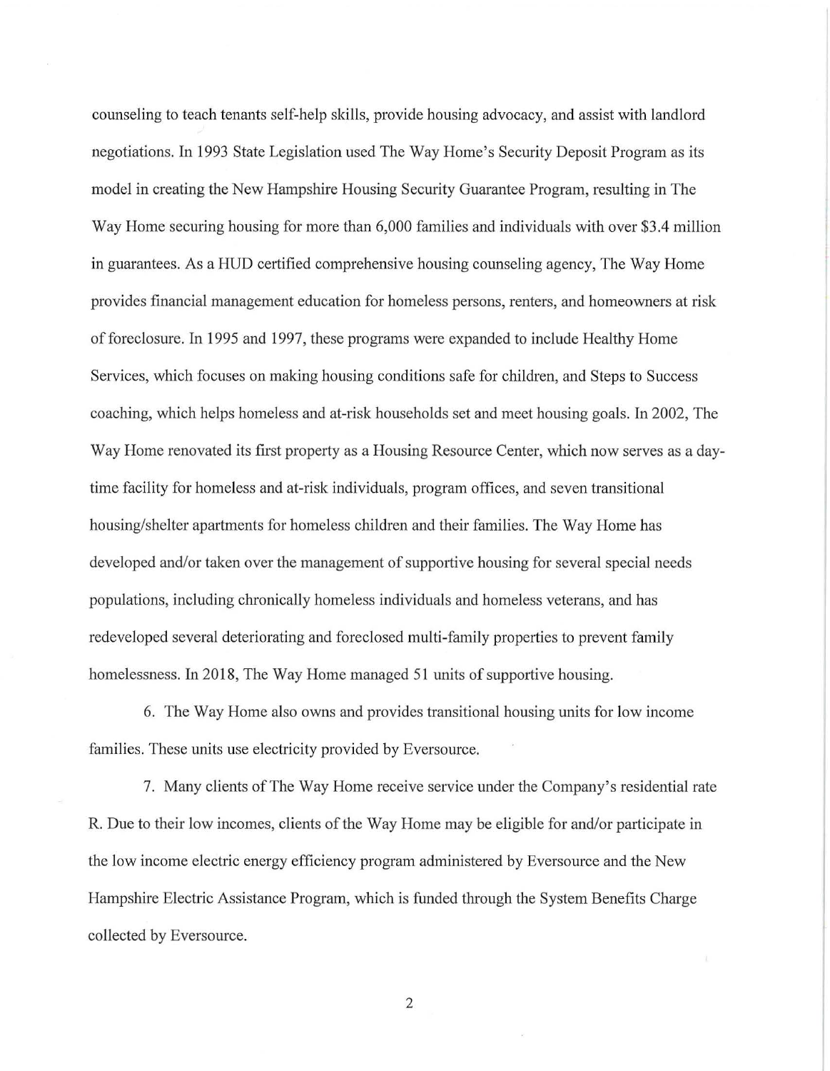counseling to teach tenants self-help skills, provide housing advocacy, and assist with landlord negotiations. In 1993 State Legislation used The Way Home's Security Deposit Program as its model in creating the New Hampshire Housing Security Guarantee Program, resulting in The Way Home securing housing for more than 6,000 families and individuals with over $3.4 million in guarantees. As a HUD certified comprehensive housing counseling agency, The Way Home provides financial management education for homeless persons, renters, and homeowners at risk of foreclosure. In 1995 and 1997, these programs were expanded to include Healthy Home Services, which focuses on making housing conditions safe for children, and Steps to Success coaching, which helps homeless and at-risk households set and meet housing goals. In 2002, The Way Home renovated its first property as a Housing Resource Center, which now serves as a day-time facility for homeless and at-risk individuals, program offices, and seven transitional housing/shelter apartments for homeless children and their families. The Way Home has developed and/or taken over the management of supportive housing for several special needs populations, including chronically homeless individuals and homeless veterans, and has redeveloped several deteriorating and foreclosed multi-family properties to prevent family homelessness. In 2018, The Way Home managed 51 units of supportive housing.

6. The Way Home also owns and provides transitional housing units for low income families. These units use electricity provided by Eversource.

7. Many clients of The Way Home receive service under the Company's residential rate R. Due to their low incomes, clients of the Way Home may be eligible for and/or participate in the low income electric energy efficiency program administered by Eversource and the New Hampshire Electric Assistance Program, which is funded through the System Benefits Charge collected by Eversource.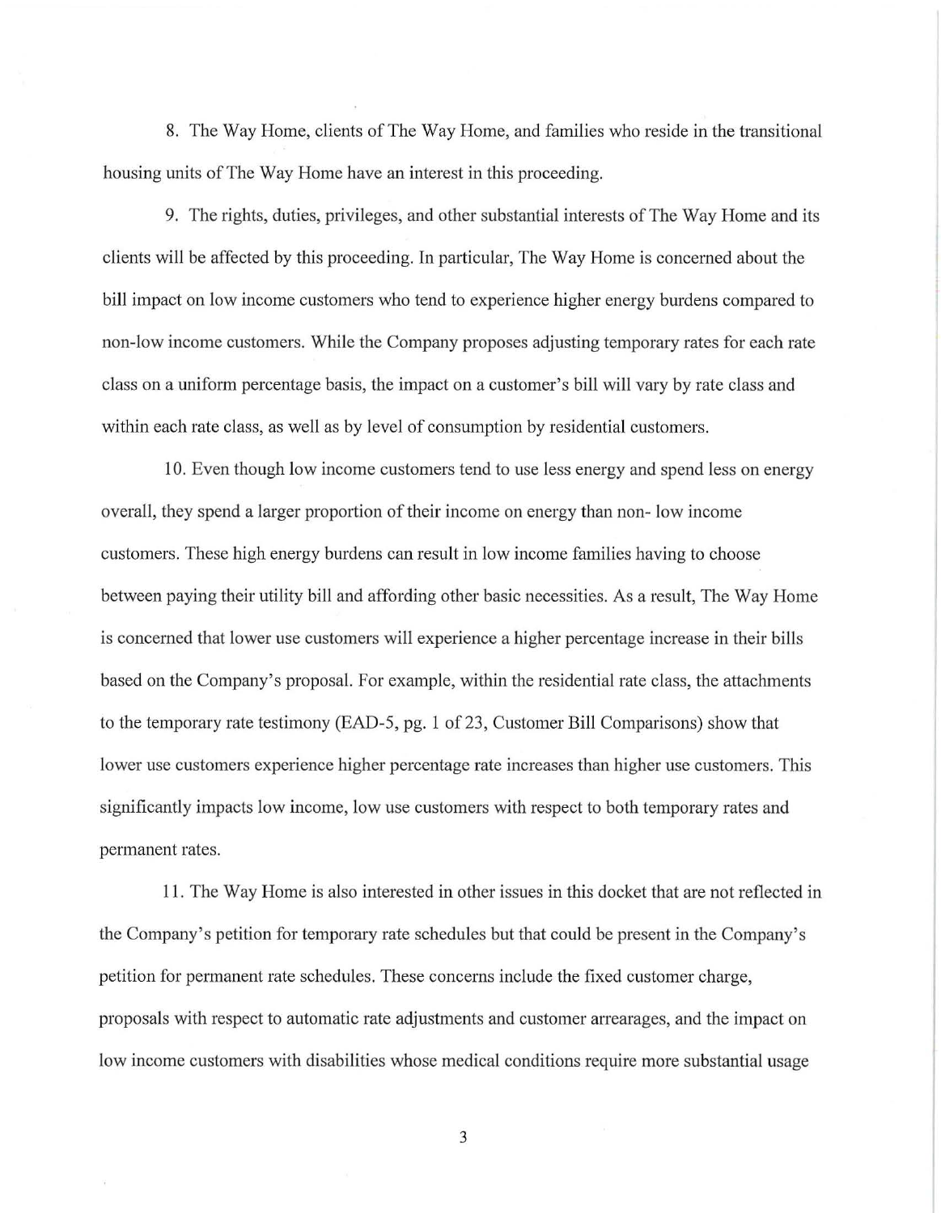8. The Way Home, clients of The Way Home, and families who reside in the transitional housing units of The Way Home have an interest in this proceeding.

9. The rights, duties, privileges, and other substantial interests of The Way Home and its clients will be affected by this proceeding. In particular, The Way Home is concerned about the bill impact on low income customers who tend to experience higher energy burdens compared to non-low income customers. While the Company proposes adjusting temporary rates for each rate class on a uniform percentage basis, the impact on a customer's bill will vary by rate class and within each rate class, as well as by level of consumption by residential customers.

10. Even though low income customers tend to use less energy and spend less on energy overall, they spend a larger proportion of their income on energy than non- low income customers. These high energy burdens can result in low income families having to choose between paying their utility bill and affording other basic necessities. As a result, The Way Home is concerned that lower use customers will experience a higher percentage increase in their bills based on the Company's proposal. For example, within the residential rate class, the attachments to the temporary rate testimony (EAD-5, pg. 1 of 23, Customer Bill Comparisons) show that lower use customers experience higher percentage rate increases than higher use customers. This significantly impacts low income, low use customers with respect to both temporary rates and permanent rates.

11. The Way Home is also interested in other issues in this docket that are not reflected in the Company's petition for temporary rate schedules but that could be present in the Company's petition for permanent rate schedules. These concerns include the fixed customer charge, proposals with respect to automatic rate adjustments and customer arrearages, and the impact on low income customers with disabilities whose medical conditions require more substantial usage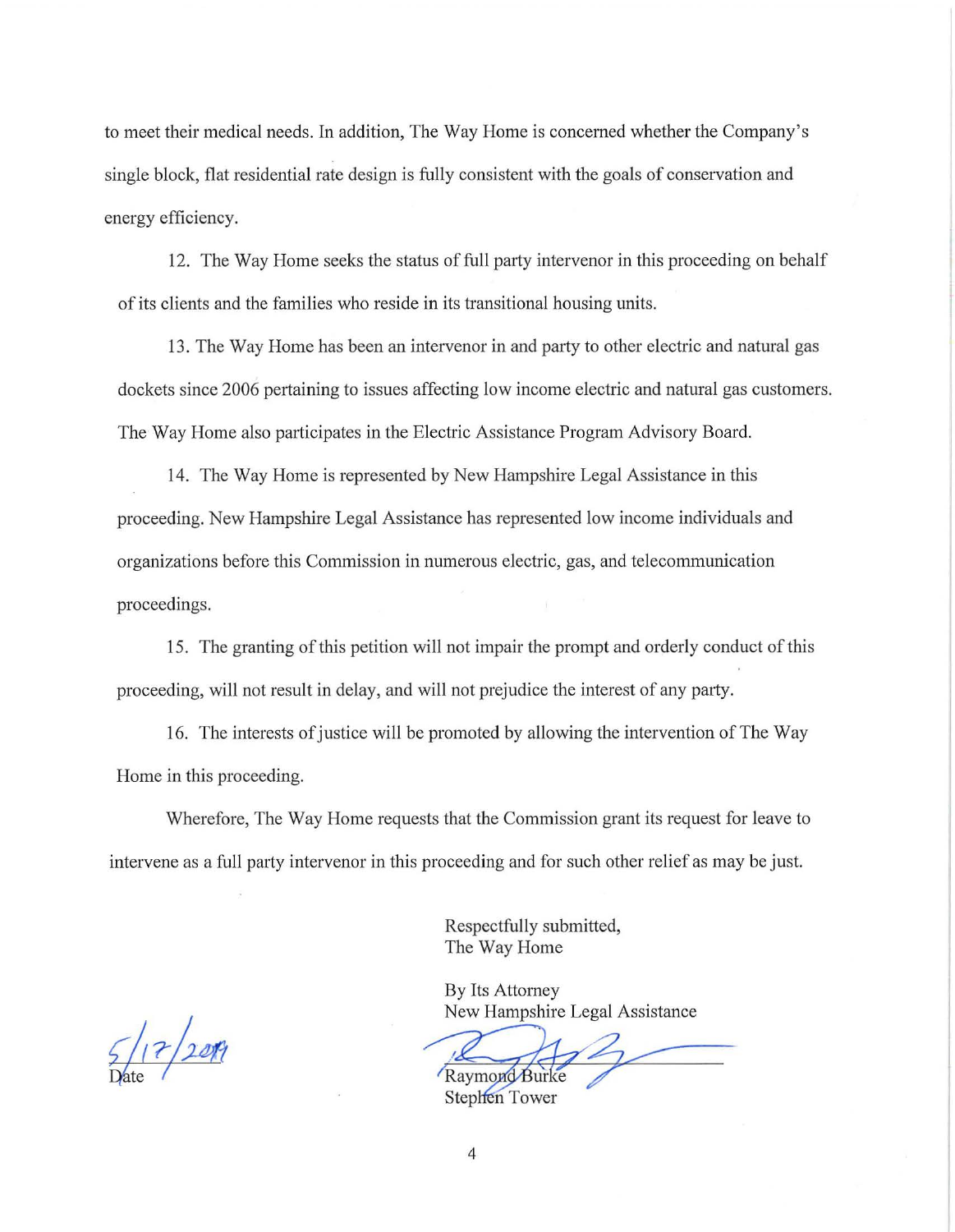to meet their medical needs. In addition, The Way Home is concerned whether the Company's single block, flat residential rate design is fully consistent with the goals of conservation and energy efficiency.

12. The Way Home seeks the status of full party intervenor in this proceeding on behalf of its clients and the families who reside in its transitional housing units.

13. The Way Home has been an intervenor in and party to other electric and natural gas dockets since 2006 pertaining to issues affecting low income electric and natural gas customers. The Way Home also participates in the Electric Assistance Program Advisory Board.

14. The Way Home is represented by New Hampshire Legal Assistance in this proceeding. New Hampshire Legal Assistance has represented low income individuals and organizations before this Commission in numerous electric, gas, and telecommunication proceedings.

15. The granting of this petition will not impair the prompt and orderly conduct of this proceeding, will not result in delay, and will not prejudice the interest of any party.

16. The interests of justice will be promoted by allowing the intervention of The Way Home in this proceeding.

Wherefore, The Way Home requests that the Commission grant its request for leave to intervene as a full party intervenor in this proceeding and for such other relief as may be just.

Respectfully submitted,
The Way Home

By Its Attorney
New Hampshire Legal Assistance

Raymond Burke
Stephen Tower

5/17/2019
Date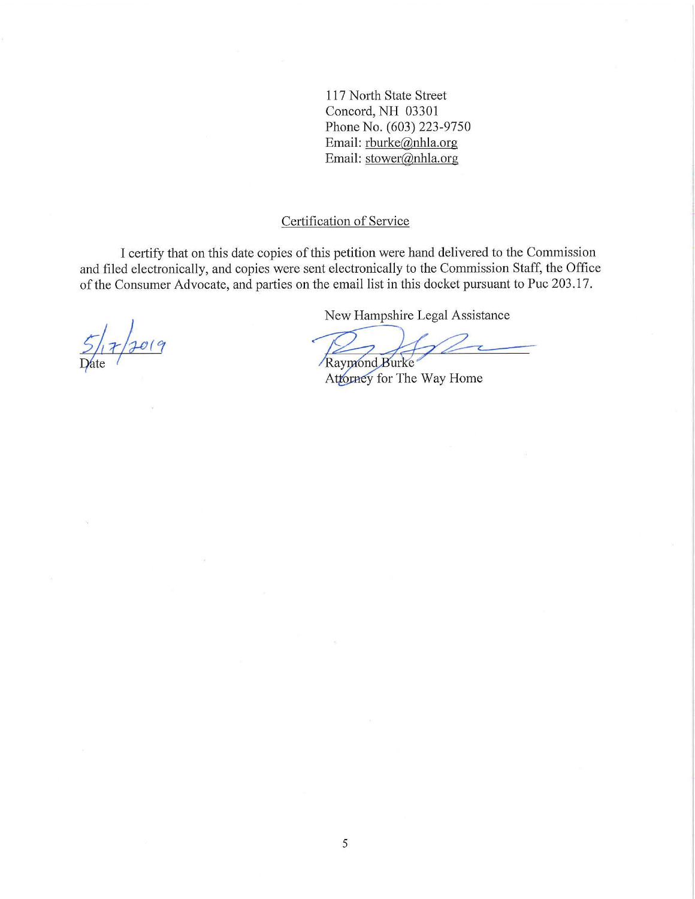117 North State Street
Concord, NH 03301
Phone No. (603) 223-9750
Email: rburke@nhla.org
Email: stower@nhla.org

Certification of Service

I certify that on this date copies of this petition were hand delivered to the Commission and filed electronically, and copies were sent electronically to the Commission Staff, the Office of the Consumer Advocate, and parties on the email list in this docket pursuant to Puc 203.17.

5/17/2019
Date

New Hampshire Legal Assistance

Raymond Burke
Attorney for The Way Home